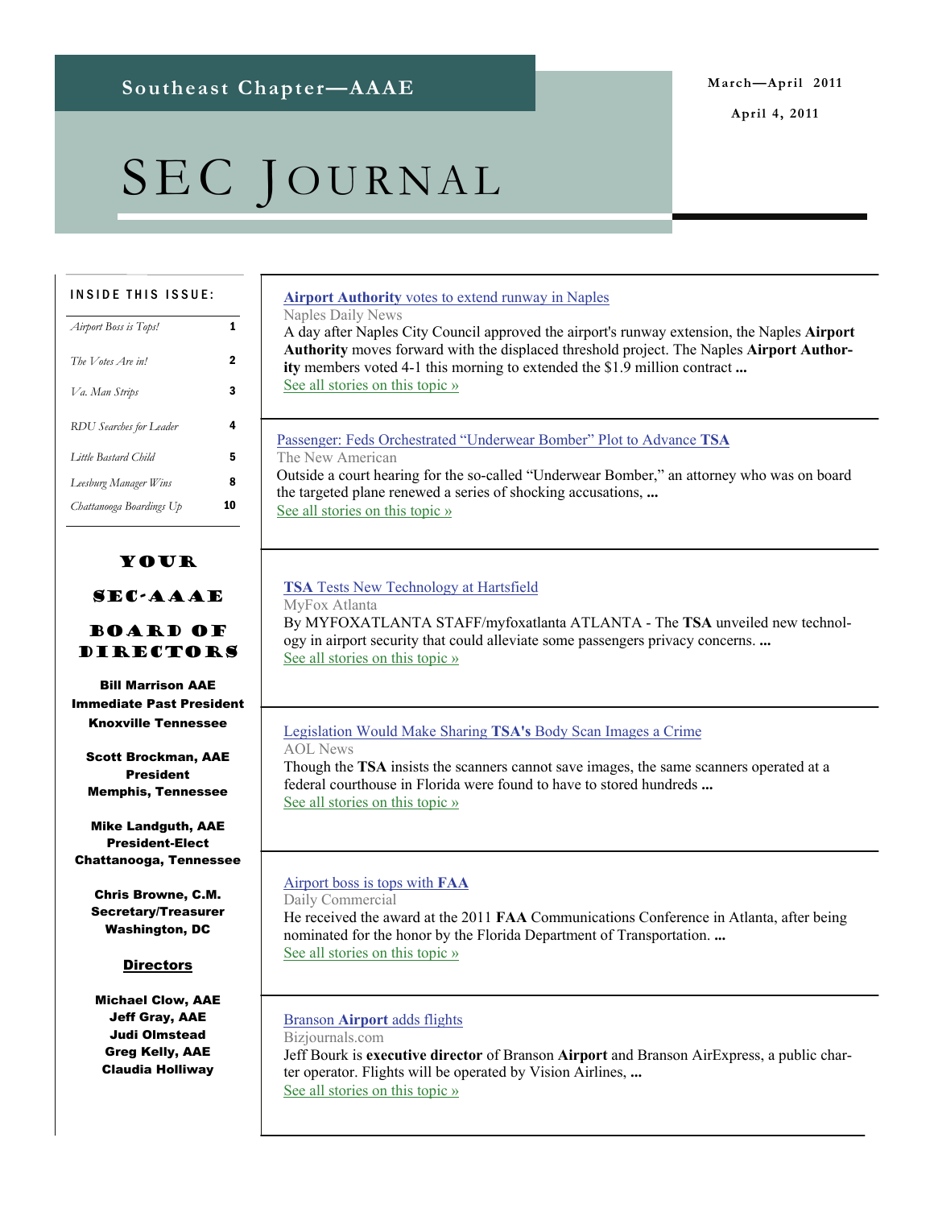# Southeast Chapter—AAAE

March—April 2011

April 4, 2011

# SEC JOURNAL

**INSIDE THIS ISSUE:**

| | |
|---|---|
| *Airport Boss is Tops!* | 1 |
| *The Votes Are in!* | 2 |
| *Va. Man Strips* | 3 |
| *RDU Searches for Leader* | 4 |
| *Little Bastard Child* | 5 |
| *Leesburg Manager Wins* | 8 |
| *Chattanooga Boardings Up* | 10 |

## YOUR SEC-AAAE BOARD OF DIRECTORS

**Bill Marrison AAE**
**Immediate Past President**
**Knoxville Tennessee**

**Scott Brockman, AAE**
**President**
**Memphis, Tennessee**

**Mike Landguth, AAE**
**President-Elect**
**Chattanooga, Tennessee**

**Chris Browne, C.M.**
**Secretary/Treasurer**
**Washington, DC**

**Directors**

**Michael Clow, AAE**
**Jeff Gray, AAE**
**Judi Olmstead**
**Greg Kelly, AAE**
**Claudia Holliway**

---

**Airport Authority** votes to extend runway in Naples

Naples Daily News

A day after Naples City Council approved the airport's runway extension, the Naples **Airport Authority** moves forward with the displaced threshold project. The Naples **Airport Authority** members voted 4-1 this morning to extended the $1.9 million contract **...**

See all stories on this topic »

---

Passenger: Feds Orchestrated "Underwear Bomber" Plot to Advance **TSA**

The New American

Outside a court hearing for the so-called "Underwear Bomber," an attorney who was on board the targeted plane renewed a series of shocking accusations, **...**

See all stories on this topic »

---

**TSA** Tests New Technology at Hartsfield

MyFox Atlanta

By MYFOXATLANTA STAFF/myfoxatlanta ATLANTA - The **TSA** unveiled new technology in airport security that could alleviate some passengers privacy concerns. **...**

See all stories on this topic »

---

Legislation Would Make Sharing **TSA's** Body Scan Images a Crime

AOL News

Though the **TSA** insists the scanners cannot save images, the same scanners operated at a federal courthouse in Florida were found to have to stored hundreds **...**

See all stories on this topic »

---

Airport boss is tops with **FAA**

Daily Commercial

He received the award at the 2011 **FAA** Communications Conference in Atlanta, after being nominated for the honor by the Florida Department of Transportation. **...**

See all stories on this topic »

---

Branson **Airport** adds flights

Bizjournals.com

Jeff Bourk is **executive director** of Branson **Airport** and Branson AirExpress, a public charter operator. Flights will be operated by Vision Airlines, **...**

See all stories on this topic »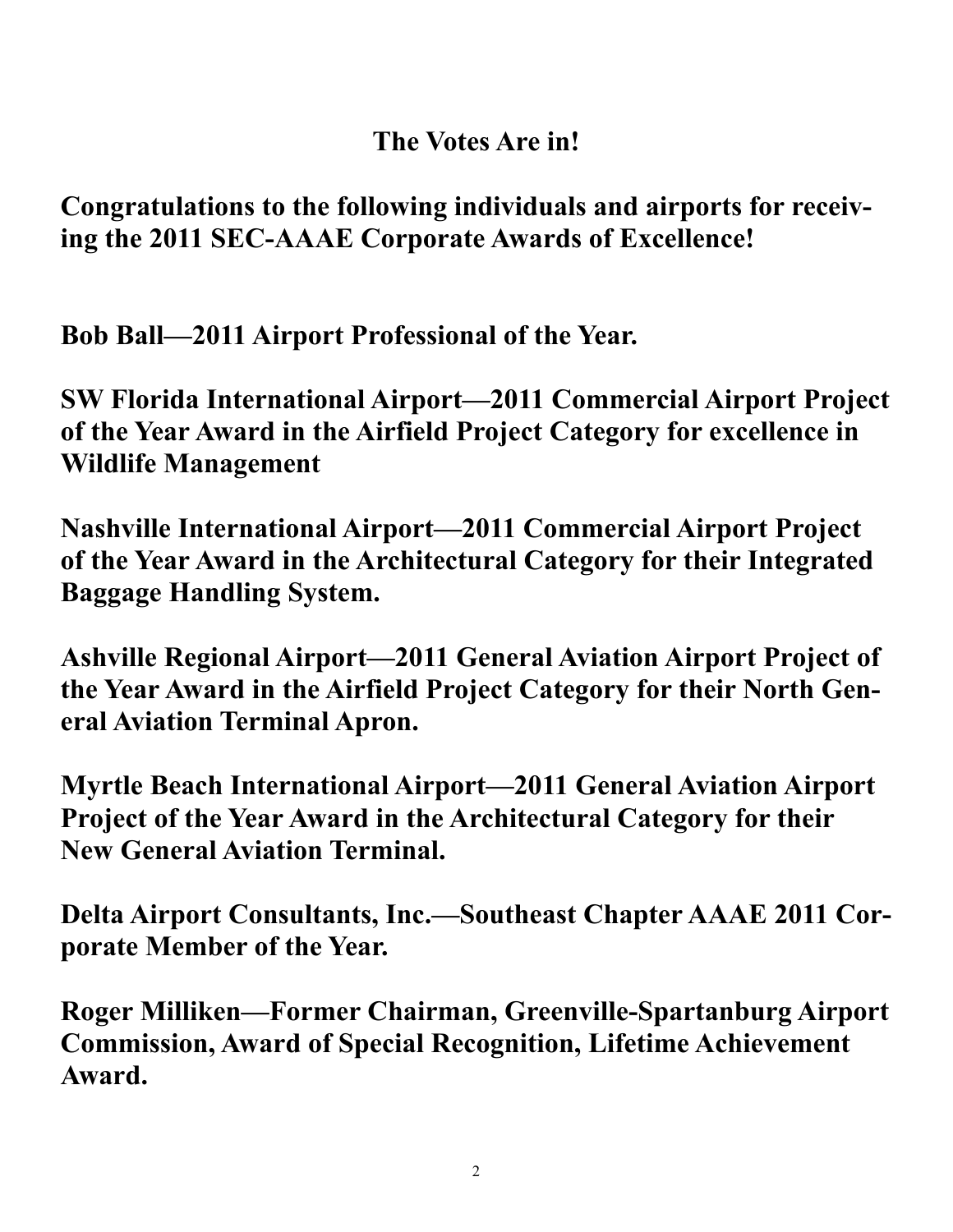## The Votes Are in!

**Congratulations to the following individuals and airports for receiving the 2011 SEC-AAAE Corporate Awards of Excellence!**

**Bob Ball—2011 Airport Professional of the Year.**

**SW Florida International Airport—2011 Commercial Airport Project of the Year Award in the Airfield Project Category for excellence in Wildlife Management**

**Nashville International Airport—2011 Commercial Airport Project of the Year Award in the Architectural Category for their Integrated Baggage Handling System.**

**Ashville Regional Airport—2011 General Aviation Airport Project of the Year Award in the Airfield Project Category for their North General Aviation Terminal Apron.**

**Myrtle Beach International Airport—2011 General Aviation Airport Project of the Year Award in the Architectural Category for their New General Aviation Terminal.**

**Delta Airport Consultants, Inc.—Southeast Chapter AAAE 2011 Corporate Member of the Year.**

**Roger Milliken—Former Chairman, Greenville-Spartanburg Airport Commission, Award of Special Recognition, Lifetime Achievement Award.**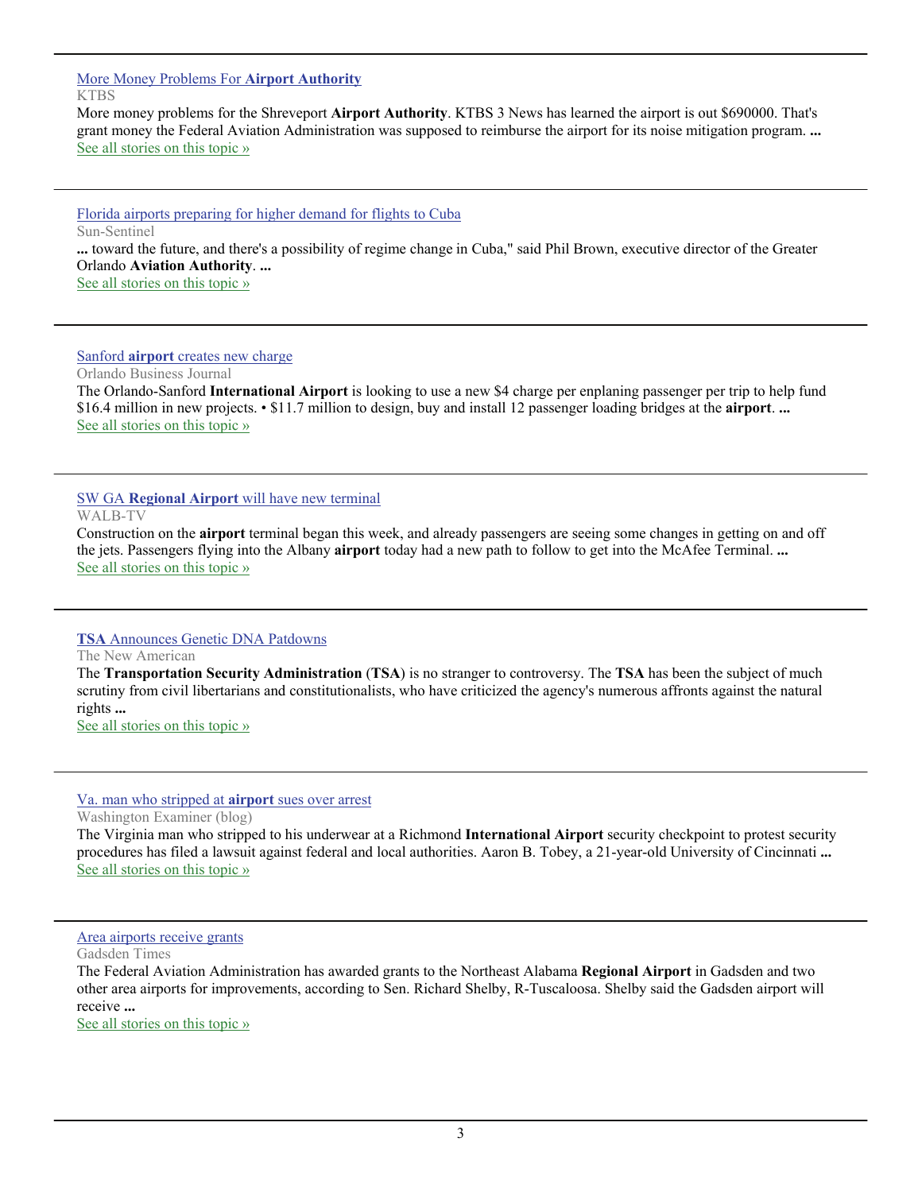[More Money Problems For **Airport Authority**](#)
KTBS
More money problems for the Shreveport **Airport Authority**. KTBS 3 News has learned the airport is out $690000. That's grant money the Federal Aviation Administration was supposed to reimburse the airport for its noise mitigation program. **...**
[See all stories on this topic »](#)

---

[Florida airports preparing for higher demand for flights to Cuba](#)
Sun-Sentinel
**...** toward the future, and there's a possibility of regime change in Cuba," said Phil Brown, executive director of the Greater Orlando **Aviation Authority**. **...**
[See all stories on this topic »](#)

---

[Sanford **airport** creates new charge](#)
Orlando Business Journal
The Orlando-Sanford **International Airport** is looking to use a new $4 charge per enplaning passenger per trip to help fund $16.4 million in new projects. • $11.7 million to design, buy and install 12 passenger loading bridges at the **airport**. **...**
[See all stories on this topic »](#)

---

[SW GA **Regional Airport** will have new terminal](#)
WALB-TV
Construction on the **airport** terminal began this week, and already passengers are seeing some changes in getting on and off the jets. Passengers flying into the Albany **airport** today had a new path to follow to get into the McAfee Terminal. **...**
[See all stories on this topic »](#)

---

[**TSA** Announces Genetic DNA Patdowns](#)
The New American
The **Transportation Security Administration** (**TSA**) is no stranger to controversy. The **TSA** has been the subject of much scrutiny from civil libertarians and constitutionalists, who have criticized the agency's numerous affronts against the natural rights **...**
[See all stories on this topic »](#)

---

[Va. man who stripped at **airport** sues over arrest](#)
Washington Examiner (blog)
The Virginia man who stripped to his underwear at a Richmond **International Airport** security checkpoint to protest security procedures has filed a lawsuit against federal and local authorities. Aaron B. Tobey, a 21-year-old University of Cincinnati **...**
[See all stories on this topic »](#)

---

[Area airports receive grants](#)
Gadsden Times
The Federal Aviation Administration has awarded grants to the Northeast Alabama **Regional Airport** in Gadsden and two other area airports for improvements, according to Sen. Richard Shelby, R-Tuscaloosa. Shelby said the Gadsden airport will receive **...**
[See all stories on this topic »](#)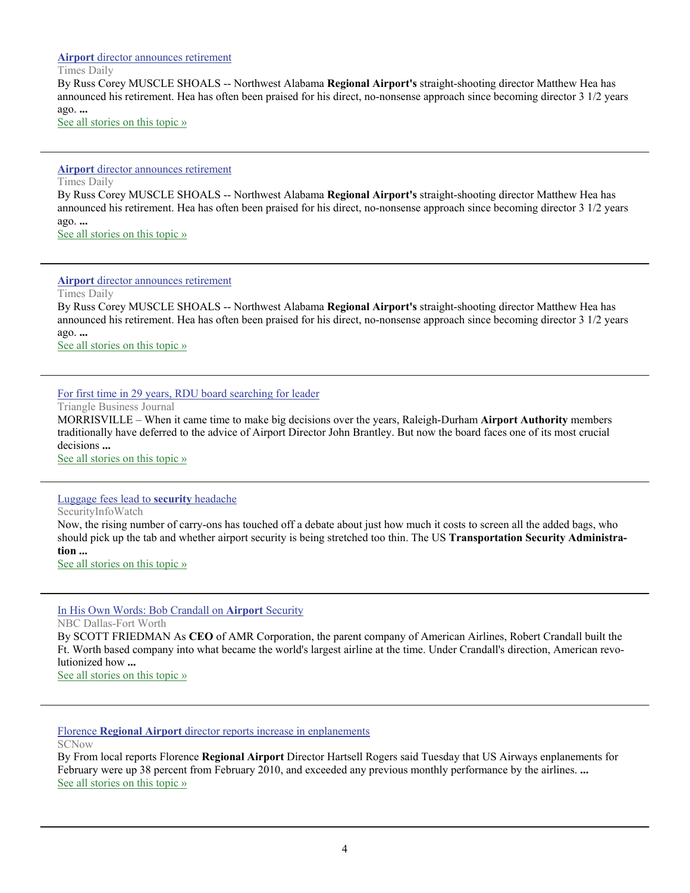[**Airport** director announces retirement]

Times Daily

By Russ Corey MUSCLE SHOALS -- Northwest Alabama **Regional Airport's** straight-shooting director Matthew Hea has announced his retirement. Hea has often been praised for his direct, no-nonsense approach since becoming director 3 1/2 years ago. **...**

See all stories on this topic »

---

[**Airport** director announces retirement]

Times Daily

By Russ Corey MUSCLE SHOALS -- Northwest Alabama **Regional Airport's** straight-shooting director Matthew Hea has announced his retirement. Hea has often been praised for his direct, no-nonsense approach since becoming director 3 1/2 years ago. **...**

See all stories on this topic »

---

[**Airport** director announces retirement]

Times Daily

By Russ Corey MUSCLE SHOALS -- Northwest Alabama **Regional Airport's** straight-shooting director Matthew Hea has announced his retirement. Hea has often been praised for his direct, no-nonsense approach since becoming director 3 1/2 years ago. **...**

See all stories on this topic »

---

[For first time in 29 years, RDU board searching for leader]

Triangle Business Journal

MORRISVILLE – When it came time to make big decisions over the years, Raleigh-Durham **Airport Authority** members traditionally have deferred to the advice of Airport Director John Brantley. But now the board faces one of its most crucial decisions **...**

See all stories on this topic »

---

[Luggage fees lead to **security** headache]

SecurityInfoWatch

Now, the rising number of carry-ons has touched off a debate about just how much it costs to screen all the added bags, who should pick up the tab and whether airport security is being stretched too thin. The US **Transportation Security Administration ...**

See all stories on this topic »

---

[In His Own Words: Bob Crandall on **Airport** Security]

NBC Dallas-Fort Worth

By SCOTT FRIEDMAN As **CEO** of AMR Corporation, the parent company of American Airlines, Robert Crandall built the Ft. Worth based company into what became the world's largest airline at the time. Under Crandall's direction, American revolutionized how **...**

See all stories on this topic »

---

[Florence **Regional Airport** director reports increase in enplanements]

SCNow

By From local reports Florence **Regional Airport** Director Hartsell Rogers said Tuesday that US Airways enplanements for February were up 38 percent from February 2010, and exceeded any previous monthly performance by the airlines. **...**

See all stories on this topic »

---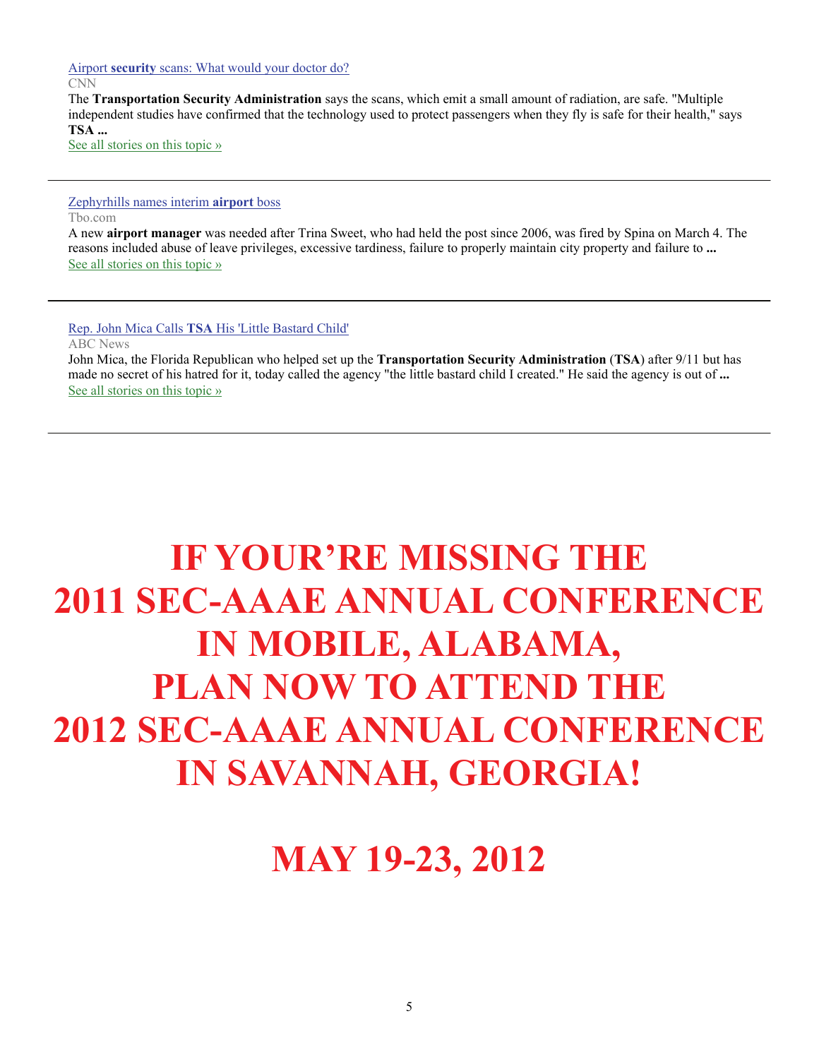Airport **security** scans: What would your doctor do?

CNN

The **Transportation Security Administration** says the scans, which emit a small amount of radiation, are safe. "Multiple independent studies have confirmed that the technology used to protect passengers when they fly is safe for their health," says **TSA ...**

See all stories on this topic »

---

Zephyrhills names interim **airport** boss

Tbo.com

A new **airport manager** was needed after Trina Sweet, who had held the post since 2006, was fired by Spina on March 4. The reasons included abuse of leave privileges, excessive tardiness, failure to properly maintain city property and failure to **...**

See all stories on this topic »

---

Rep. John Mica Calls **TSA** His 'Little Bastard Child'

ABC News

John Mica, the Florida Republican who helped set up the **Transportation Security Administration** (**TSA**) after 9/11 but has made no secret of his hatred for it, today called the agency "the little bastard child I created." He said the agency is out of **...**

See all stories on this topic »

---

# IF YOUR'RE MISSING THE 2011 SEC-AAAE ANNUAL CONFERENCE IN MOBILE, ALABAMA, PLAN NOW TO ATTEND THE 2012 SEC-AAAE ANNUAL CONFERENCE IN SAVANNAH, GEORGIA!

# MAY 19-23, 2012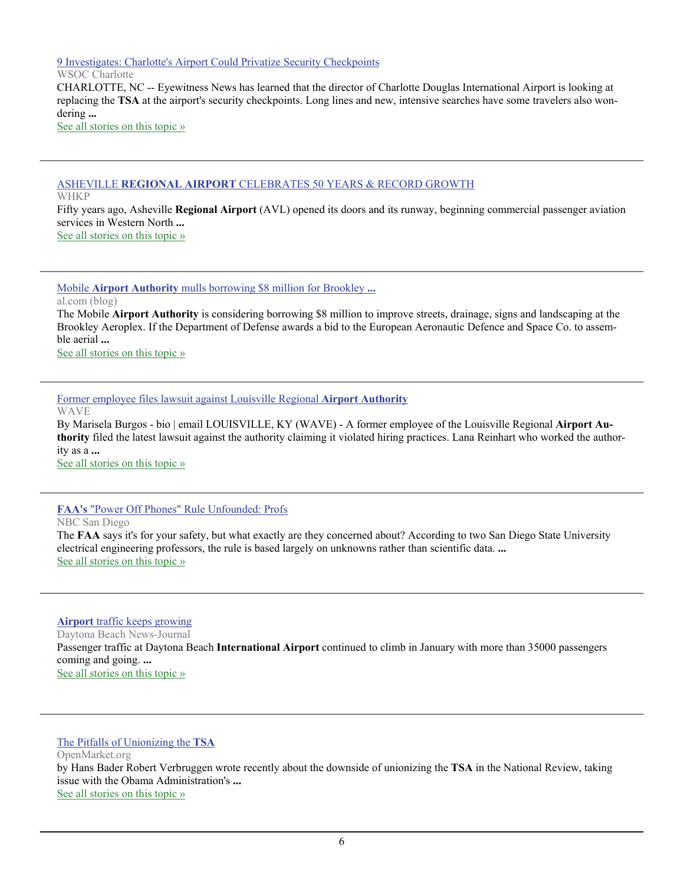[9 Investigates: Charlotte's Airport Could Privatize Security Checkpoints](#)
WSOC Charlotte
CHARLOTTE, NC -- Eyewitness News has learned that the director of Charlotte Douglas International Airport is looking at replacing the **TSA** at the airport's security checkpoints. Long lines and new, intensive searches have some travelers also wondering **...**
[See all stories on this topic »](#)

---

[ASHEVILLE **REGIONAL AIRPORT** CELEBRATES 50 YEARS & RECORD GROWTH](#)
WHKP
Fifty years ago, Asheville **Regional Airport** (AVL) opened its doors and its runway, beginning commercial passenger aviation services in Western North **...**
[See all stories on this topic »](#)

---

[Mobile **Airport Authority** mulls borrowing $8 million for Brookley **...**](#)
al.com (blog)
The Mobile **Airport Authority** is considering borrowing $8 million to improve streets, drainage, signs and landscaping at the Brookley Aeroplex. If the Department of Defense awards a bid to the European Aeronautic Defence and Space Co. to assemble aerial **...**
[See all stories on this topic »](#)

---

[Former employee files lawsuit against Louisville Regional **Airport Authority**](#)
WAVE
By Marisela Burgos - bio | email LOUISVILLE, KY (WAVE) - A former employee of the Louisville Regional **Airport Authority** filed the latest lawsuit against the authority claiming it violated hiring practices. Lana Reinhart who worked the authority as a **...**
[See all stories on this topic »](#)

---

[**FAA's** "Power Off Phones" Rule Unfounded: Profs](#)
NBC San Diego
The **FAA** says it's for your safety, but what exactly are they concerned about? According to two San Diego State University electrical engineering professors, the rule is based largely on unknowns rather than scientific data. **...**
[See all stories on this topic »](#)

---

[**Airport** traffic keeps growing](#)
Daytona Beach News-Journal
Passenger traffic at Daytona Beach **International Airport** continued to climb in January with more than 35000 passengers coming and going. **...**
[See all stories on this topic »](#)

---

[The Pitfalls of Unionizing the **TSA**](#)
OpenMarket.org
by Hans Bader Robert Verbruggen wrote recently about the downside of unionizing the **TSA** in the National Review, taking issue with the Obama Administration's **...**
[See all stories on this topic »](#)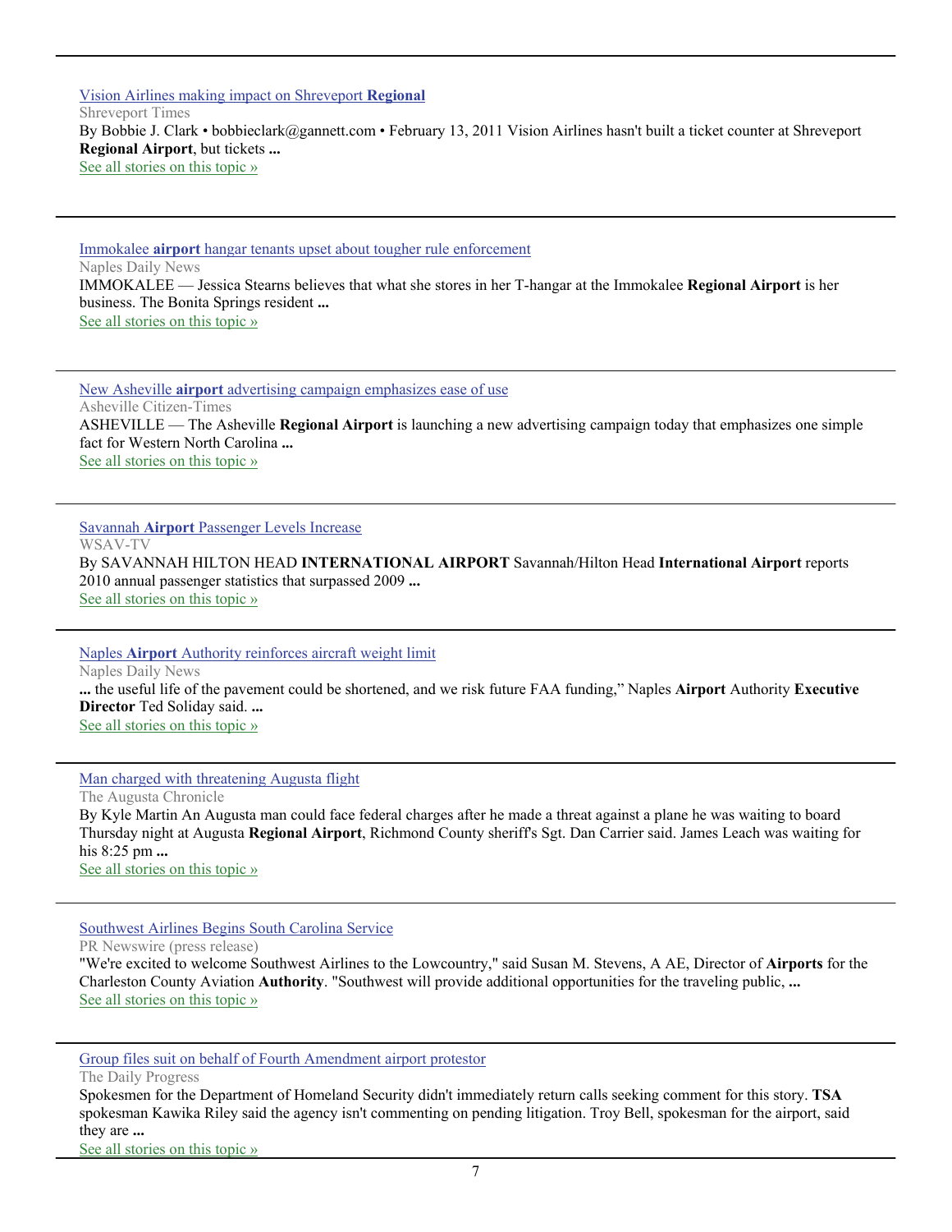---

[Vision Airlines making impact on Shreveport **Regional**]

Shreveport Times

By Bobbie J. Clark • bobbieclark@gannett.com • February 13, 2011 Vision Airlines hasn't built a ticket counter at Shreveport **Regional Airport**, but tickets **...**

See all stories on this topic »

---

[Immokalee **airport** hangar tenants upset about tougher rule enforcement]

Naples Daily News

IMMOKALEE — Jessica Stearns believes that what she stores in her T-hangar at the Immokalee **Regional Airport** is her business. The Bonita Springs resident **...**

See all stories on this topic »

---

[New Asheville **airport** advertising campaign emphasizes ease of use]

Asheville Citizen-Times

ASHEVILLE — The Asheville **Regional Airport** is launching a new advertising campaign today that emphasizes one simple fact for Western North Carolina **...**

See all stories on this topic »

---

[Savannah **Airport** Passenger Levels Increase]

WSAV-TV

By SAVANNAH HILTON HEAD **INTERNATIONAL AIRPORT** Savannah/Hilton Head **International Airport** reports 2010 annual passenger statistics that surpassed 2009 **...**

See all stories on this topic »

---

[Naples **Airport** Authority reinforces aircraft weight limit]

Naples Daily News

**...** the useful life of the pavement could be shortened, and we risk future FAA funding," Naples **Airport** Authority **Executive Director** Ted Soliday said. **...**

See all stories on this topic »

---

[Man charged with threatening Augusta flight]

The Augusta Chronicle

By Kyle Martin An Augusta man could face federal charges after he made a threat against a plane he was waiting to board Thursday night at Augusta **Regional Airport**, Richmond County sheriff's Sgt. Dan Carrier said. James Leach was waiting for his 8:25 pm **...**

See all stories on this topic »

---

[Southwest Airlines Begins South Carolina Service]

PR Newswire (press release)

"We're excited to welcome Southwest Airlines to the Lowcountry," said Susan M. Stevens, A AE, Director of **Airports** for the Charleston County Aviation **Authority**. "Southwest will provide additional opportunities for the traveling public, **...**

See all stories on this topic »

---

[Group files suit on behalf of Fourth Amendment airport protestor]

The Daily Progress

Spokesmen for the Department of Homeland Security didn't immediately return calls seeking comment for this story. **TSA** spokesman Kawika Riley said the agency isn't commenting on pending litigation. Troy Bell, spokesman for the airport, said they are **...**

See all stories on this topic »

---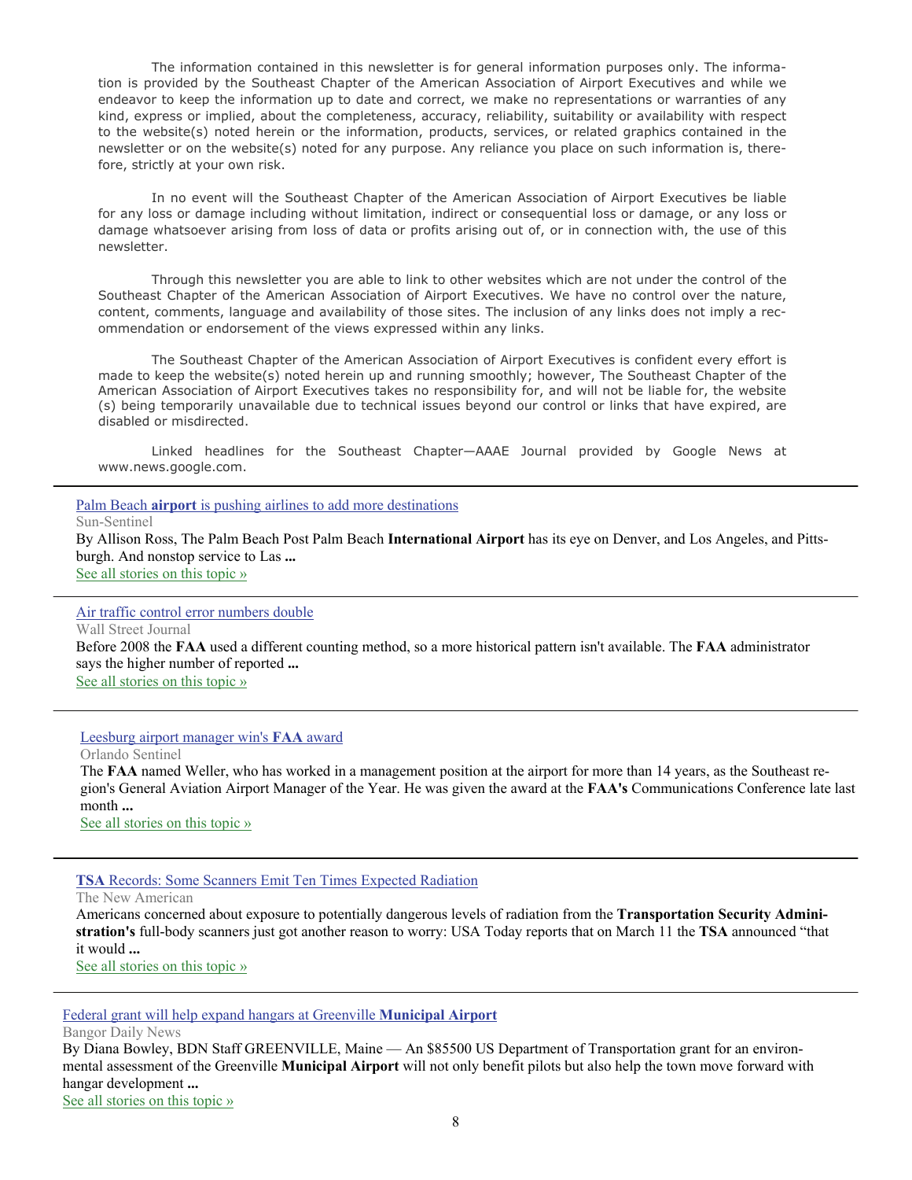The information contained in this newsletter is for general information purposes only. The information is provided by the Southeast Chapter of the American Association of Airport Executives and while we endeavor to keep the information up to date and correct, we make no representations or warranties of any kind, express or implied, about the completeness, accuracy, reliability, suitability or availability with respect to the website(s) noted herein or the information, products, services, or related graphics contained in the newsletter or on the website(s) noted for any purpose. Any reliance you place on such information is, therefore, strictly at your own risk.

In no event will the Southeast Chapter of the American Association of Airport Executives be liable for any loss or damage including without limitation, indirect or consequential loss or damage, or any loss or damage whatsoever arising from loss of data or profits arising out of, or in connection with, the use of this newsletter.

Through this newsletter you are able to link to other websites which are not under the control of the Southeast Chapter of the American Association of Airport Executives. We have no control over the nature, content, comments, language and availability of those sites. The inclusion of any links does not imply a recommendation or endorsement of the views expressed within any links.

The Southeast Chapter of the American Association of Airport Executives is confident every effort is made to keep the website(s) noted herein up and running smoothly; however, The Southeast Chapter of the American Association of Airport Executives takes no responsibility for, and will not be liable for, the website (s) being temporarily unavailable due to technical issues beyond our control or links that have expired, are disabled or misdirected.

Linked headlines for the Southeast Chapter—AAAE Journal provided by Google News at www.news.google.com.

---

Palm Beach **airport** is pushing airlines to add more destinations

Sun-Sentinel

By Allison Ross, The Palm Beach Post Palm Beach **International Airport** has its eye on Denver, and Los Angeles, and Pittsburgh. And nonstop service to Las **...**

See all stories on this topic »

---

Air traffic control error numbers double

Wall Street Journal

Before 2008 the **FAA** used a different counting method, so a more historical pattern isn't available. The **FAA** administrator says the higher number of reported **...**

See all stories on this topic »

---

Leesburg airport manager win's **FAA** award

Orlando Sentinel

The **FAA** named Weller, who has worked in a management position at the airport for more than 14 years, as the Southeast region's General Aviation Airport Manager of the Year. He was given the award at the **FAA's** Communications Conference late last month **...**

See all stories on this topic »

---

**TSA** Records: Some Scanners Emit Ten Times Expected Radiation

The New American

Americans concerned about exposure to potentially dangerous levels of radiation from the **Transportation Security Administration's** full-body scanners just got another reason to worry: USA Today reports that on March 11 the **TSA** announced "that it would **...**

See all stories on this topic »

---

Federal grant will help expand hangars at Greenville **Municipal Airport**

Bangor Daily News

By Diana Bowley, BDN Staff GREENVILLE, Maine — An $85500 US Department of Transportation grant for an environmental assessment of the Greenville **Municipal Airport** will not only benefit pilots but also help the town move forward with hangar development **...**

See all stories on this topic »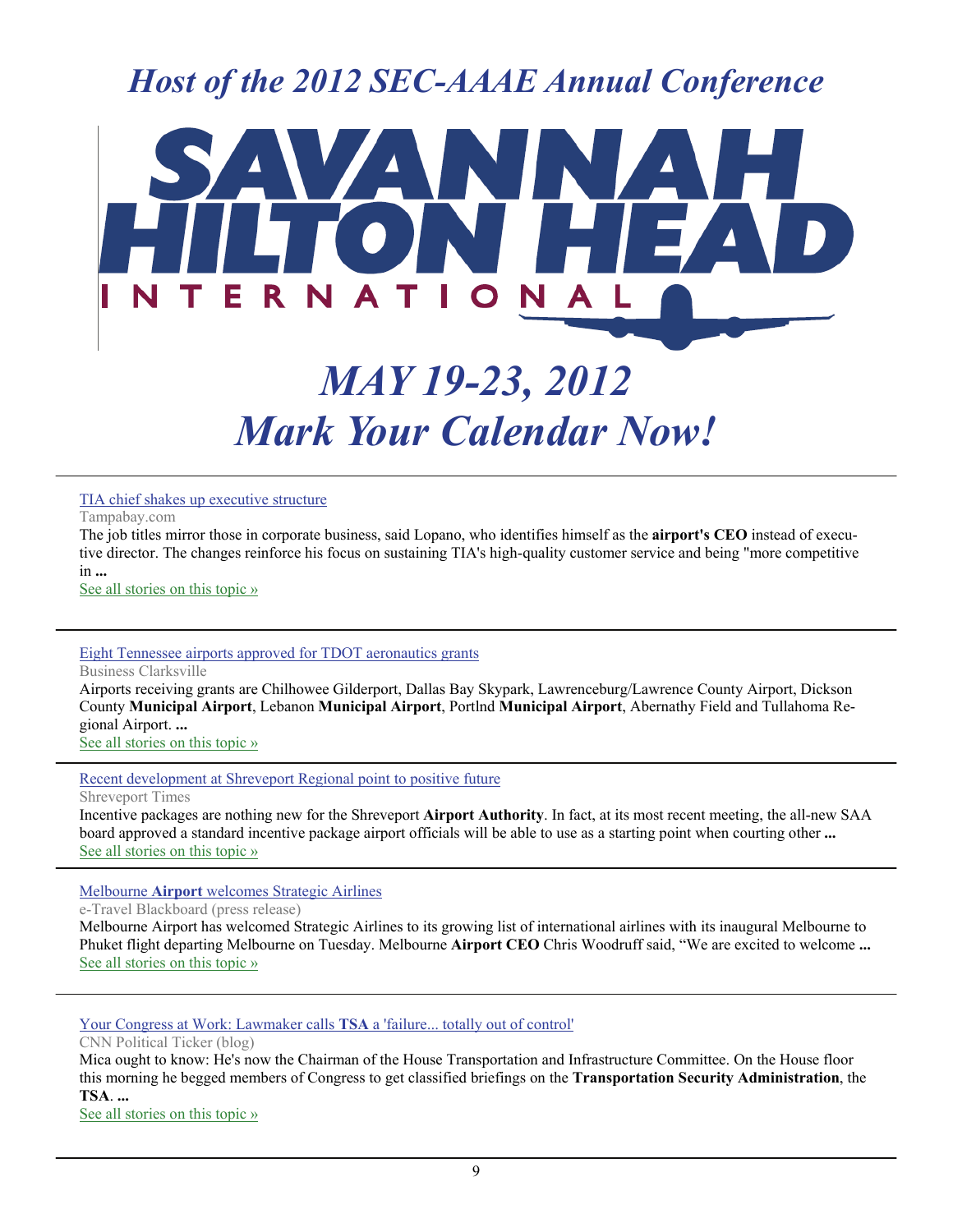# *Host of the 2012 SEC-AAAE Annual Conference*

SAVANNAH HILTON HEAD INTERNATIONAL

# *MAY 19-23, 2012*
# *Mark Your Calendar Now!*

---

TIA chief shakes up executive structure

Tampabay.com

The job titles mirror those in corporate business, said Lopano, who identifies himself as the **airport's CEO** instead of executive director. The changes reinforce his focus on sustaining TIA's high-quality customer service and being "more competitive in **...**

See all stories on this topic »

---

Eight Tennessee airports approved for TDOT aeronautics grants

Business Clarksville

Airports receiving grants are Chilhowee Gilderport, Dallas Bay Skypark, Lawrenceburg/Lawrence County Airport, Dickson County **Municipal Airport**, Lebanon **Municipal Airport**, Portlnd **Municipal Airport**, Abernathy Field and Tullahoma Regional Airport. **...**

See all stories on this topic »

---

Recent development at Shreveport Regional point to positive future

Shreveport Times

Incentive packages are nothing new for the Shreveport **Airport Authority**. In fact, at its most recent meeting, the all-new SAA board approved a standard incentive package airport officials will be able to use as a starting point when courting other **...**

See all stories on this topic »

---

Melbourne **Airport** welcomes Strategic Airlines

e-Travel Blackboard (press release)

Melbourne Airport has welcomed Strategic Airlines to its growing list of international airlines with its inaugural Melbourne to Phuket flight departing Melbourne on Tuesday. Melbourne **Airport CEO** Chris Woodruff said, "We are excited to welcome **...**

See all stories on this topic »

---

Your Congress at Work: Lawmaker calls **TSA** a 'failure... totally out of control'

CNN Political Ticker (blog)

Mica ought to know: He's now the Chairman of the House Transportation and Infrastructure Committee. On the House floor this morning he begged members of Congress to get classified briefings on the **Transportation Security Administration**, the **TSA**. **...**

See all stories on this topic »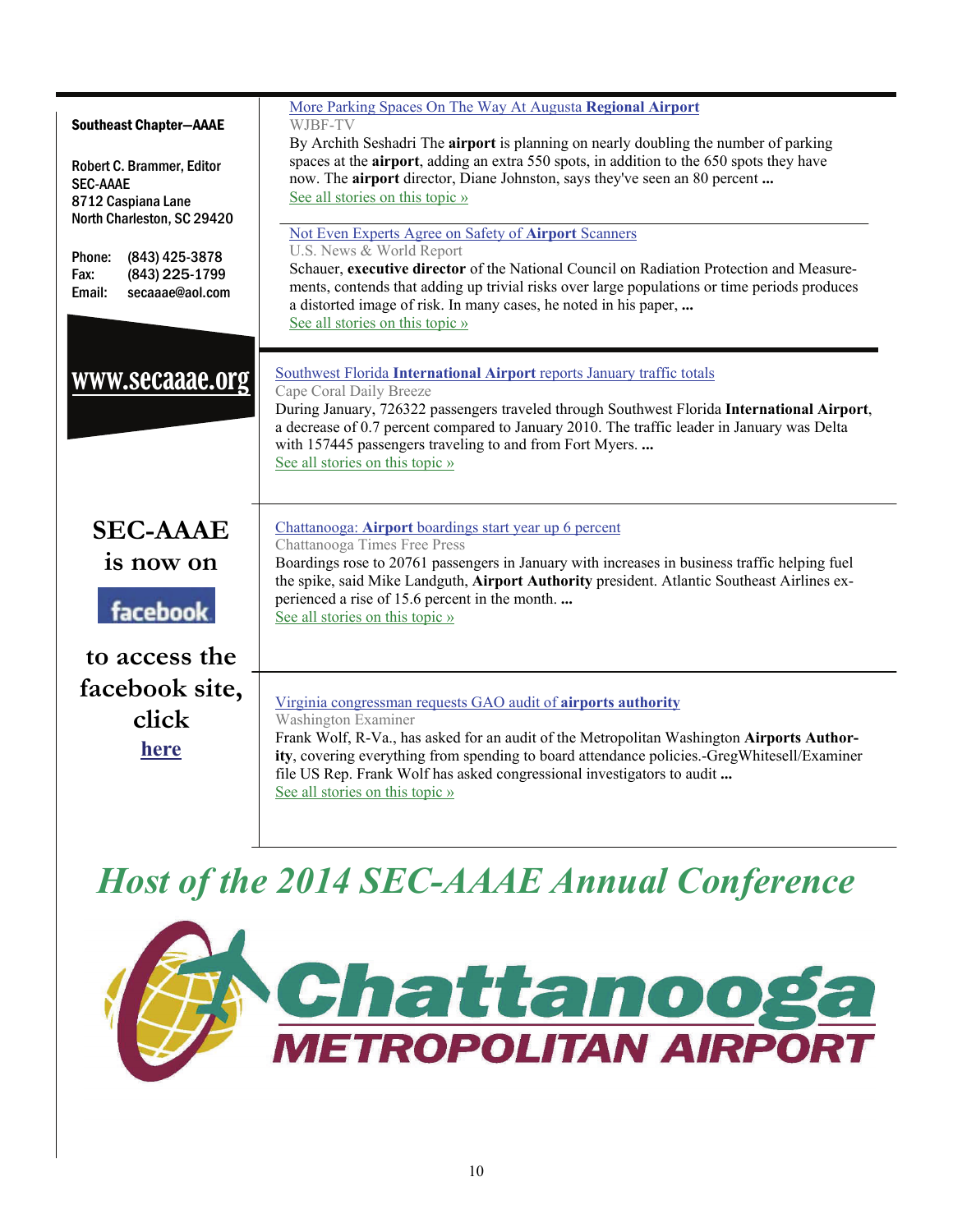**Southeast Chapter—AAAE**

Robert C. Brammer, Editor
SEC-AAAE
8712 Caspiana Lane
North Charleston, SC 29420

Phone: (843) 425-3878
Fax: (843) 225-1799
Email: secaaae@aol.com

**www.secaaae.org**

**SEC-AAAE is now on facebook to access the facebook site, click here**

More Parking Spaces On The Way At Augusta **Regional Airport**
WJBF-TV
By Archith Seshadri The **airport** is planning on nearly doubling the number of parking spaces at the **airport**, adding an extra 550 spots, in addition to the 650 spots they have now. The **airport** director, Diane Johnston, says they've seen an 80 percent **...**
See all stories on this topic »

---

Not Even Experts Agree on Safety of **Airport** Scanners
U.S. News & World Report
Schauer, **executive director** of the National Council on Radiation Protection and Measurements, contends that adding up trivial risks over large populations or time periods produces a distorted image of risk. In many cases, he noted in his paper, **...**
See all stories on this topic »

---

Southwest Florida **International Airport** reports January traffic totals
Cape Coral Daily Breeze
During January, 726322 passengers traveled through Southwest Florida **International Airport**, a decrease of 0.7 percent compared to January 2010. The traffic leader in January was Delta with 157445 passengers traveling to and from Fort Myers. **...**
See all stories on this topic »

---

Chattanooga: **Airport** boardings start year up 6 percent
Chattanooga Times Free Press
Boardings rose to 20761 passengers in January with increases in business traffic helping fuel the spike, said Mike Landguth, **Airport Authority** president. Atlantic Southeast Airlines experienced a rise of 15.6 percent in the month. **...**
See all stories on this topic »

---

Virginia congressman requests GAO audit of **airports authority**
Washington Examiner
Frank Wolf, R-Va., has asked for an audit of the Metropolitan Washington **Airports Authority**, covering everything from spending to board attendance policies.-GregWhitesell/Examiner file US Rep. Frank Wolf has asked congressional investigators to audit **...**
See all stories on this topic »

---

## *Host of the 2014 SEC-AAAE Annual Conference*

**Chattanooga METROPOLITAN AIRPORT**